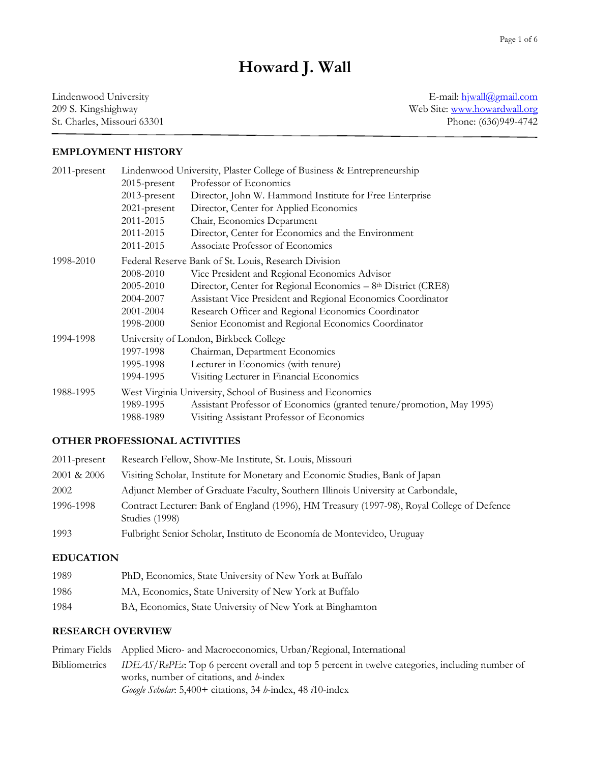# Howard J. Wall

Lindenwood University
209 S. Kingshighway
St. Charles, Missouri 63301

E-mail: hjwall@gmail.com
Web Site: www.howardwall.org
Phone: (636)949-4742

## EMPLOYMENT HISTORY

**2011-present** Lindenwood University, Plaster College of Business & Entrepreneurship

| | |
|---|---|
| 2015-present | Professor of Economics |
| 2013-present | Director, John W. Hammond Institute for Free Enterprise |
| 2021-present | Director, Center for Applied Economics |
| 2011-2015 | Chair, Economics Department |
| 2011-2015 | Director, Center for Economics and the Environment |
| 2011-2015 | Associate Professor of Economics |

**1998-2010** Federal Reserve Bank of St. Louis, Research Division

| | |
|---|---|
| 2008-2010 | Vice President and Regional Economics Advisor |
| 2005-2010 | Director, Center for Regional Economics – 8th District (CRE8) |
| 2004-2007 | Assistant Vice President and Regional Economics Coordinator |
| 2001-2004 | Research Officer and Regional Economics Coordinator |
| 1998-2000 | Senior Economist and Regional Economics Coordinator |

**1994-1998** University of London, Birkbeck College

| | |
|---|---|
| 1997-1998 | Chairman, Department Economics |
| 1995-1998 | Lecturer in Economics (with tenure) |
| 1994-1995 | Visiting Lecturer in Financial Economics |

**1988-1995** West Virginia University, School of Business and Economics

| | |
|---|---|
| 1989-1995 | Assistant Professor of Economics (granted tenure/promotion, May 1995) |
| 1988-1989 | Visiting Assistant Professor of Economics |

## OTHER PROFESSIONAL ACTIVITIES

| | |
|---|---|
| 2011-present | Research Fellow, Show-Me Institute, St. Louis, Missouri |
| 2001 & 2006 | Visiting Scholar, Institute for Monetary and Economic Studies, Bank of Japan |
| 2002 | Adjunct Member of Graduate Faculty, Southern Illinois University at Carbondale, |
| 1996-1998 | Contract Lecturer: Bank of England (1996), HM Treasury (1997-98), Royal College of Defence Studies (1998) |
| 1993 | Fulbright Senior Scholar, Instituto de Economía de Montevideo, Uruguay |

## EDUCATION

| | |
|---|---|
| 1989 | PhD, Economics, State University of New York at Buffalo |
| 1986 | MA, Economics, State University of New York at Buffalo |
| 1984 | BA, Economics, State University of New York at Binghamton |

## RESEARCH OVERVIEW

| | |
|---|---|
| Primary Fields | Applied Micro- and Macroeconomics, Urban/Regional, International |
| Bibliometrics | *IDEAS/RePEc*: Top 6 percent overall and top 5 percent in twelve categories, including number of works, number of citations, and *h*-index<br>*Google Scholar*: 5,400+ citations, 34 *h*-index, 48 *i*10-index |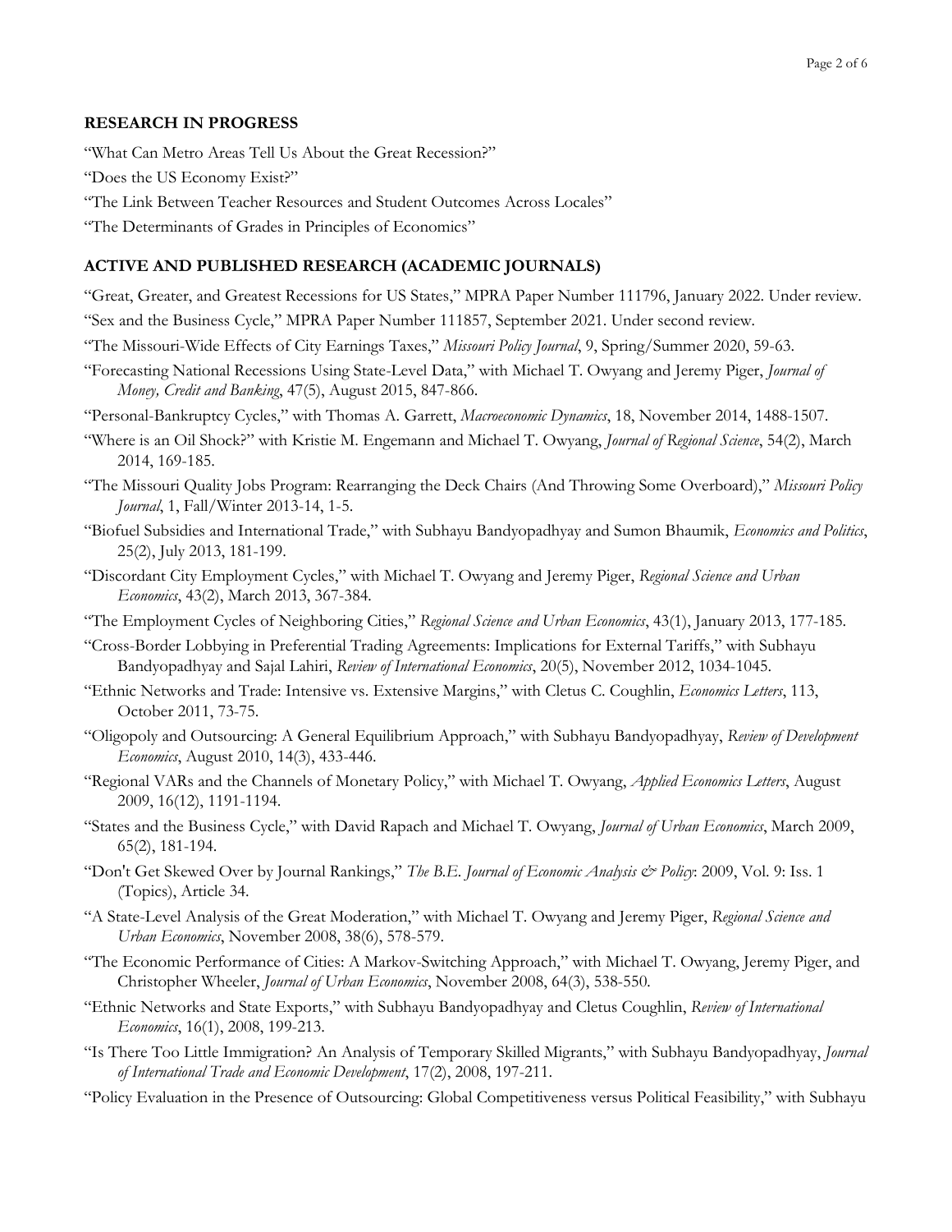## RESEARCH IN PROGRESS

"What Can Metro Areas Tell Us About the Great Recession?"

"Does the US Economy Exist?"

"The Link Between Teacher Resources and Student Outcomes Across Locales"

"The Determinants of Grades in Principles of Economics"

## ACTIVE AND PUBLISHED RESEARCH (ACADEMIC JOURNALS)

"Great, Greater, and Greatest Recessions for US States," MPRA Paper Number 111796, January 2022. Under review.

"Sex and the Business Cycle," MPRA Paper Number 111857, September 2021. Under second review.

"The Missouri-Wide Effects of City Earnings Taxes," *Missouri Policy Journal*, 9, Spring/Summer 2020, 59-63.

"Forecasting National Recessions Using State-Level Data," with Michael T. Owyang and Jeremy Piger, *Journal of Money, Credit and Banking*, 47(5), August 2015, 847-866.

"Personal-Bankruptcy Cycles," with Thomas A. Garrett, *Macroeconomic Dynamics*, 18, November 2014, 1488-1507.

"Where is an Oil Shock?" with Kristie M. Engemann and Michael T. Owyang, *Journal of Regional Science*, 54(2), March 2014, 169-185.

"The Missouri Quality Jobs Program: Rearranging the Deck Chairs (And Throwing Some Overboard)," *Missouri Policy Journal*, 1, Fall/Winter 2013-14, 1-5.

"Biofuel Subsidies and International Trade," with Subhayu Bandyopadhyay and Sumon Bhaumik, *Economics and Politics*, 25(2), July 2013, 181-199.

"Discordant City Employment Cycles," with Michael T. Owyang and Jeremy Piger, *Regional Science and Urban Economics*, 43(2), March 2013, 367-384.

"The Employment Cycles of Neighboring Cities," *Regional Science and Urban Economics*, 43(1), January 2013, 177-185.

"Cross-Border Lobbying in Preferential Trading Agreements: Implications for External Tariffs," with Subhayu Bandyopadhyay and Sajal Lahiri, *Review of International Economics*, 20(5), November 2012, 1034-1045.

"Ethnic Networks and Trade: Intensive vs. Extensive Margins," with Cletus C. Coughlin, *Economics Letters*, 113, October 2011, 73-75.

"Oligopoly and Outsourcing: A General Equilibrium Approach," with Subhayu Bandyopadhyay, *Review of Development Economics*, August 2010, 14(3), 433-446.

"Regional VARs and the Channels of Monetary Policy," with Michael T. Owyang, *Applied Economics Letters*, August 2009, 16(12), 1191-1194.

"States and the Business Cycle," with David Rapach and Michael T. Owyang, *Journal of Urban Economics*, March 2009, 65(2), 181-194.

"Don't Get Skewed Over by Journal Rankings," *The B.E. Journal of Economic Analysis & Policy*: 2009, Vol. 9: Iss. 1 (Topics), Article 34.

"A State-Level Analysis of the Great Moderation," with Michael T. Owyang and Jeremy Piger, *Regional Science and Urban Economics*, November 2008, 38(6), 578-579.

"The Economic Performance of Cities: A Markov-Switching Approach," with Michael T. Owyang, Jeremy Piger, and Christopher Wheeler, *Journal of Urban Economics*, November 2008, 64(3), 538-550.

"Ethnic Networks and State Exports," with Subhayu Bandyopadhyay and Cletus Coughlin, *Review of International Economics*, 16(1), 2008, 199-213.

"Is There Too Little Immigration? An Analysis of Temporary Skilled Migrants," with Subhayu Bandyopadhyay, *Journal of International Trade and Economic Development*, 17(2), 2008, 197-211.

"Policy Evaluation in the Presence of Outsourcing: Global Competitiveness versus Political Feasibility," with Subhayu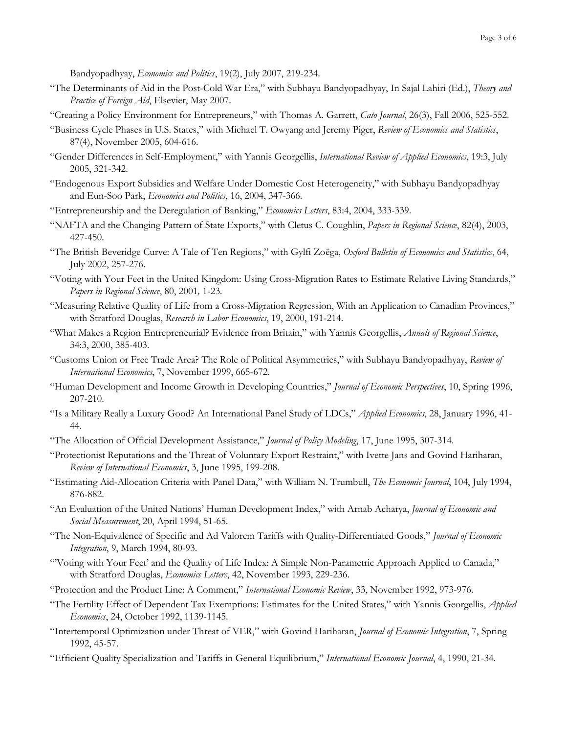Bandyopadhyay, *Economics and Politics*, 19(2), July 2007, 219-234.

"The Determinants of Aid in the Post-Cold War Era," with Subhayu Bandyopadhyay, In Sajal Lahiri (Ed.), *Theory and Practice of Foreign Aid*, Elsevier, May 2007.

"Creating a Policy Environment for Entrepreneurs," with Thomas A. Garrett, *Cato Journal*, 26(3), Fall 2006, 525-552.

"Business Cycle Phases in U.S. States," with Michael T. Owyang and Jeremy Piger, *Review of Economics and Statistics*, 87(4), November 2005, 604-616.

"Gender Differences in Self-Employment," with Yannis Georgellis, *International Review of Applied Economics*, 19:3, July 2005, 321-342.

"Endogenous Export Subsidies and Welfare Under Domestic Cost Heterogeneity," with Subhayu Bandyopadhyay and Eun-Soo Park, *Economics and Politics*, 16, 2004, 347-366.

"Entrepreneurship and the Deregulation of Banking," *Economics Letters*, 83:4, 2004, 333-339.

"NAFTA and the Changing Pattern of State Exports," with Cletus C. Coughlin, *Papers in Regional Science*, 82(4), 2003, 427-450.

"The British Beveridge Curve: A Tale of Ten Regions," with Gylfi Zoëga, *Oxford Bulletin of Economics and Statistics*, 64, July 2002, 257-276.

"Voting with Your Feet in the United Kingdom: Using Cross-Migration Rates to Estimate Relative Living Standards," *Papers in Regional Science*, 80, 2001, 1-23.

"Measuring Relative Quality of Life from a Cross-Migration Regression, With an Application to Canadian Provinces," with Stratford Douglas, *Research in Labor Economics*, 19, 2000, 191-214.

"What Makes a Region Entrepreneurial? Evidence from Britain," with Yannis Georgellis, *Annals of Regional Science*, 34:3, 2000, 385-403.

"Customs Union or Free Trade Area? The Role of Political Asymmetries," with Subhayu Bandyopadhyay, *Review of International Economics*, 7, November 1999, 665-672.

"Human Development and Income Growth in Developing Countries," *Journal of Economic Perspectives*, 10, Spring 1996, 207-210.

"Is a Military Really a Luxury Good? An International Panel Study of LDCs," *Applied Economics*, 28, January 1996, 41-44.

"The Allocation of Official Development Assistance," *Journal of Policy Modeling*, 17, June 1995, 307-314.

"Protectionist Reputations and the Threat of Voluntary Export Restraint," with Ivette Jans and Govind Hariharan, *Review of International Economics*, 3, June 1995, 199-208.

"Estimating Aid-Allocation Criteria with Panel Data," with William N. Trumbull, *The Economic Journal*, 104, July 1994, 876-882.

"An Evaluation of the United Nations' Human Development Index," with Arnab Acharya, *Journal of Economic and Social Measurement*, 20, April 1994, 51-65.

"The Non-Equivalence of Specific and Ad Valorem Tariffs with Quality-Differentiated Goods," *Journal of Economic Integration*, 9, March 1994, 80-93.

"'Voting with Your Feet' and the Quality of Life Index: A Simple Non-Parametric Approach Applied to Canada," with Stratford Douglas, *Economics Letters*, 42, November 1993, 229-236.

"Protection and the Product Line: A Comment," *International Economic Review*, 33, November 1992, 973-976.

"The Fertility Effect of Dependent Tax Exemptions: Estimates for the United States," with Yannis Georgellis, *Applied Economics*, 24, October 1992, 1139-1145.

"Intertemporal Optimization under Threat of VER," with Govind Hariharan, *Journal of Economic Integration*, 7, Spring 1992, 45-57.

"Efficient Quality Specialization and Tariffs in General Equilibrium," *International Economic Journal*, 4, 1990, 21-34.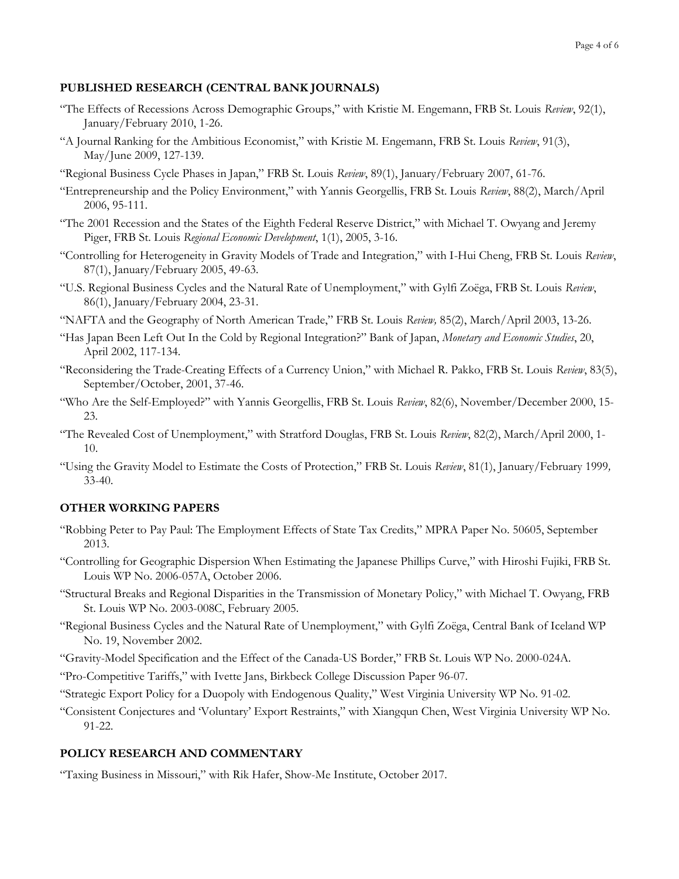## PUBLISHED RESEARCH (CENTRAL BANK JOURNALS)

"The Effects of Recessions Across Demographic Groups," with Kristie M. Engemann, FRB St. Louis *Review*, 92(1), January/February 2010, 1-26.

"A Journal Ranking for the Ambitious Economist," with Kristie M. Engemann, FRB St. Louis *Review*, 91(3), May/June 2009, 127-139.

"Regional Business Cycle Phases in Japan," FRB St. Louis *Review*, 89(1), January/February 2007, 61-76.

"Entrepreneurship and the Policy Environment," with Yannis Georgellis, FRB St. Louis *Review*, 88(2), March/April 2006, 95-111.

"The 2001 Recession and the States of the Eighth Federal Reserve District," with Michael T. Owyang and Jeremy Piger, FRB St. Louis *Regional Economic Development*, 1(1), 2005, 3-16.

"Controlling for Heterogeneity in Gravity Models of Trade and Integration," with I-Hui Cheng, FRB St. Louis *Review*, 87(1), January/February 2005, 49-63.

"U.S. Regional Business Cycles and the Natural Rate of Unemployment," with Gylfi Zoëga, FRB St. Louis *Review*, 86(1), January/February 2004, 23-31.

"NAFTA and the Geography of North American Trade," FRB St. Louis *Review,* 85(2), March/April 2003, 13-26.

"Has Japan Been Left Out In the Cold by Regional Integration?" Bank of Japan, *Monetary and Economic Studies*, 20, April 2002, 117-134.

"Reconsidering the Trade-Creating Effects of a Currency Union," with Michael R. Pakko, FRB St. Louis *Review*, 83(5), September/October, 2001, 37-46.

"Who Are the Self-Employed?" with Yannis Georgellis, FRB St. Louis *Review*, 82(6), November/December 2000, 15-23.

"The Revealed Cost of Unemployment," with Stratford Douglas, FRB St. Louis *Review*, 82(2), March/April 2000, 1-10.

"Using the Gravity Model to Estimate the Costs of Protection," FRB St. Louis *Review*, 81(1), January/February 1999*,* 33-40.

## OTHER WORKING PAPERS

"Robbing Peter to Pay Paul: The Employment Effects of State Tax Credits," MPRA Paper No. 50605, September 2013.

"Controlling for Geographic Dispersion When Estimating the Japanese Phillips Curve," with Hiroshi Fujiki, FRB St. Louis WP No. 2006-057A, October 2006.

"Structural Breaks and Regional Disparities in the Transmission of Monetary Policy," with Michael T. Owyang, FRB St. Louis WP No. 2003-008C, February 2005.

"Regional Business Cycles and the Natural Rate of Unemployment," with Gylfi Zoëga, Central Bank of Iceland WP No. 19, November 2002.

"Gravity-Model Specification and the Effect of the Canada-US Border," FRB St. Louis WP No. 2000-024A.

"Pro-Competitive Tariffs," with Ivette Jans, Birkbeck College Discussion Paper 96-07.

"Strategic Export Policy for a Duopoly with Endogenous Quality," West Virginia University WP No. 91-02.

"Consistent Conjectures and 'Voluntary' Export Restraints," with Xiangqun Chen, West Virginia University WP No. 91-22.

## POLICY RESEARCH AND COMMENTARY

"Taxing Business in Missouri," with Rik Hafer, Show-Me Institute, October 2017.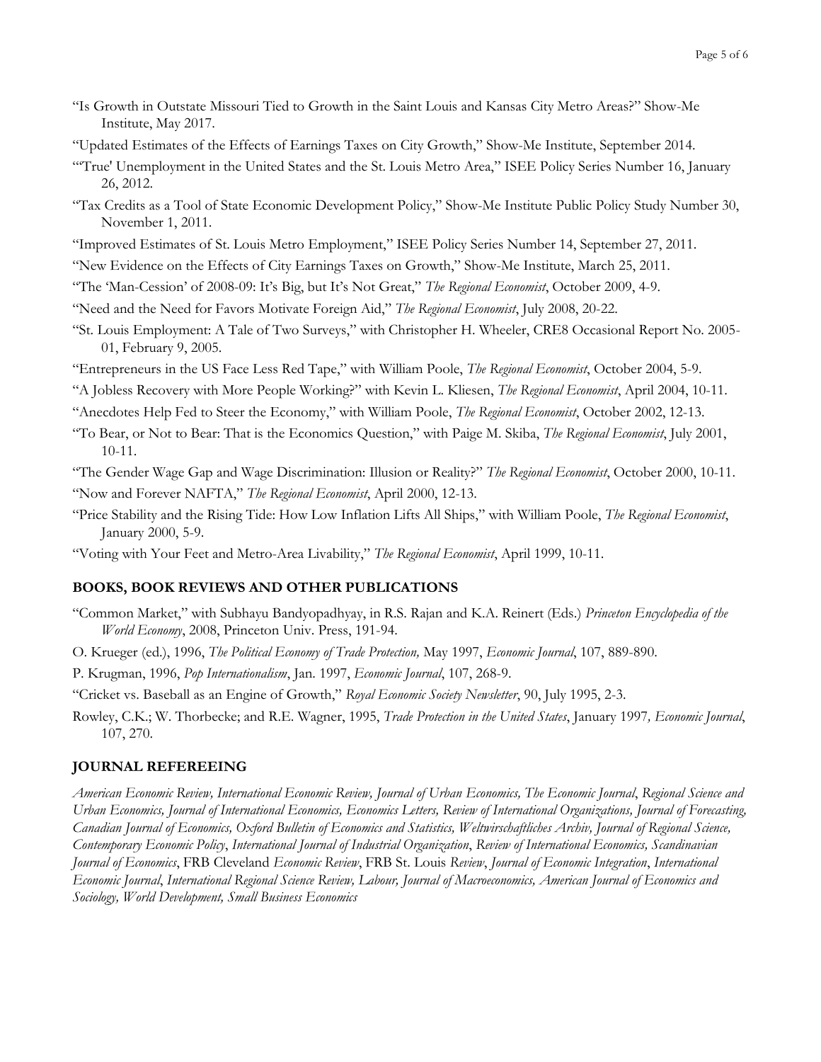"Is Growth in Outstate Missouri Tied to Growth in the Saint Louis and Kansas City Metro Areas?" Show-Me Institute, May 2017.

"Updated Estimates of the Effects of Earnings Taxes on City Growth," Show-Me Institute, September 2014.

"'True' Unemployment in the United States and the St. Louis Metro Area," ISEE Policy Series Number 16, January 26, 2012.

"Tax Credits as a Tool of State Economic Development Policy," Show-Me Institute Public Policy Study Number 30, November 1, 2011.

"Improved Estimates of St. Louis Metro Employment," ISEE Policy Series Number 14, September 27, 2011.

"New Evidence on the Effects of City Earnings Taxes on Growth," Show-Me Institute, March 25, 2011.

"The 'Man-Cession' of 2008-09: It's Big, but It's Not Great," *The Regional Economist*, October 2009, 4-9.

"Need and the Need for Favors Motivate Foreign Aid," *The Regional Economist*, July 2008, 20-22.

"St. Louis Employment: A Tale of Two Surveys," with Christopher H. Wheeler, CRE8 Occasional Report No. 2005-01, February 9, 2005.

"Entrepreneurs in the US Face Less Red Tape," with William Poole, *The Regional Economist*, October 2004, 5-9.

"A Jobless Recovery with More People Working?" with Kevin L. Kliesen, *The Regional Economist*, April 2004, 10-11.

"Anecdotes Help Fed to Steer the Economy," with William Poole, *The Regional Economist*, October 2002, 12-13.

"To Bear, or Not to Bear: That is the Economics Question," with Paige M. Skiba, *The Regional Economist*, July 2001, 10-11.

"The Gender Wage Gap and Wage Discrimination: Illusion or Reality?" *The Regional Economist*, October 2000, 10-11.

"Now and Forever NAFTA," *The Regional Economist*, April 2000, 12-13.

"Price Stability and the Rising Tide: How Low Inflation Lifts All Ships," with William Poole, *The Regional Economist*, January 2000, 5-9.

"Voting with Your Feet and Metro-Area Livability," *The Regional Economist*, April 1999, 10-11.

## BOOKS, BOOK REVIEWS AND OTHER PUBLICATIONS

"Common Market," with Subhayu Bandyopadhyay, in R.S. Rajan and K.A. Reinert (Eds.) *Princeton Encyclopedia of the World Economy*, 2008, Princeton Univ. Press, 191-94.

O. Krueger (ed.), 1996, *The Political Economy of Trade Protection,* May 1997, *Economic Journal*, 107, 889-890.

P. Krugman, 1996, *Pop Internationalism*, Jan. 1997, *Economic Journal*, 107, 268-9.

"Cricket vs. Baseball as an Engine of Growth," *Royal Economic Society Newsletter*, 90, July 1995, 2-3.

Rowley, C.K.; W. Thorbecke; and R.E. Wagner, 1995, *Trade Protection in the United States*, January 1997*, Economic Journal*, 107, 270.

## JOURNAL REFEREEING

*American Economic Review, International Economic Review, Journal of Urban Economics, The Economic Journal*, *Regional Science and Urban Economics, Journal of International Economics, Economics Letters, Review of International Organizations, Journal of Forecasting, Canadian Journal of Economics, Oxford Bulletin of Economics and Statistics, Weltwirschaftliches Archiv, Journal of Regional Science, Contemporary Economic Policy*, *International Journal of Industrial Organization*, *Review of International Economics, Scandinavian Journal of Economics*, FRB Cleveland *Economic Review*, FRB St. Louis *Review*, *Journal of Economic Integration*, *International Economic Journal*, *International Regional Science Review, Labour, Journal of Macroeconomics, American Journal of Economics and Sociology, World Development, Small Business Economics*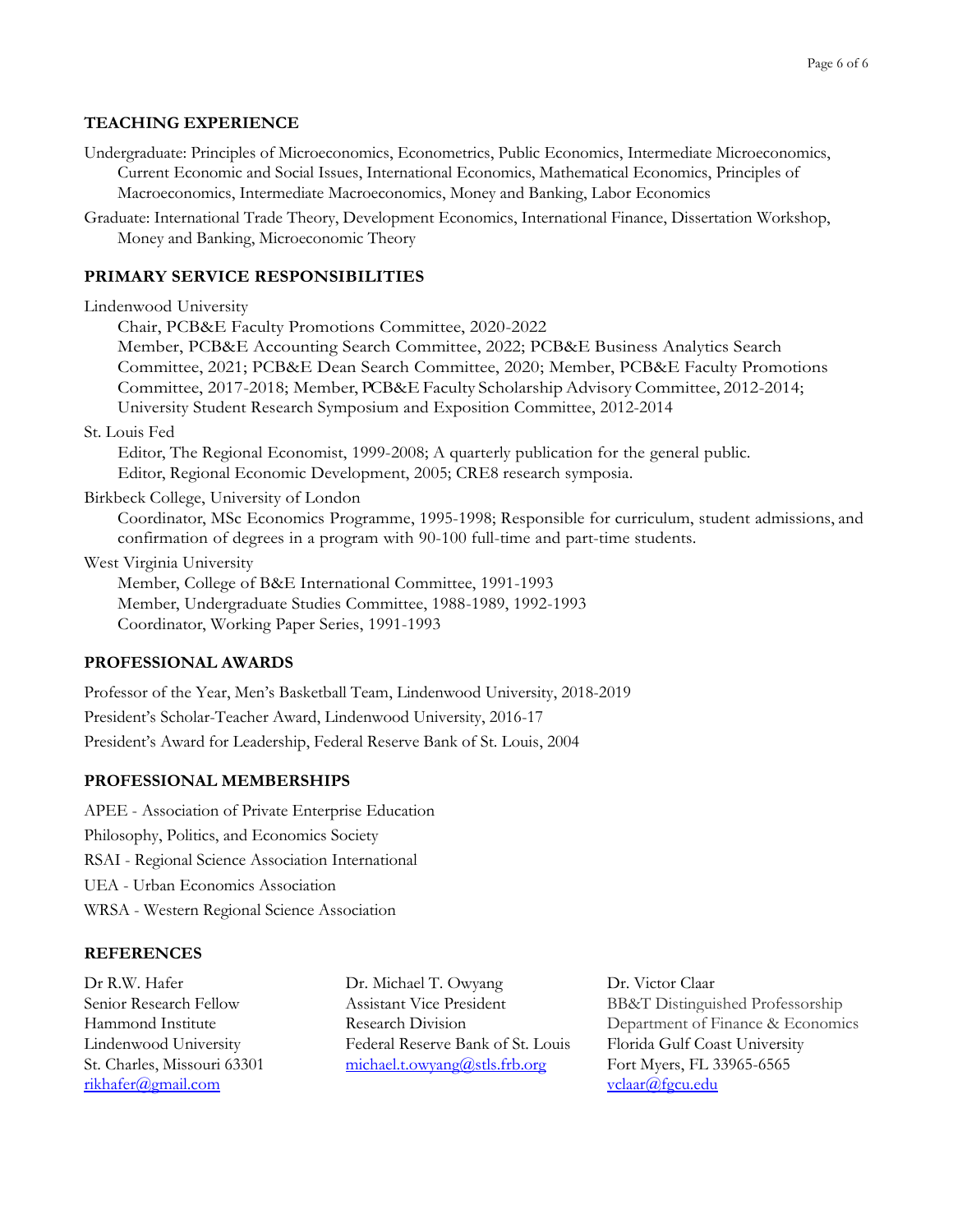## TEACHING EXPERIENCE

Undergraduate: Principles of Microeconomics, Econometrics, Public Economics, Intermediate Microeconomics, Current Economic and Social Issues, International Economics, Mathematical Economics, Principles of Macroeconomics, Intermediate Macroeconomics, Money and Banking, Labor Economics

Graduate: International Trade Theory, Development Economics, International Finance, Dissertation Workshop, Money and Banking, Microeconomic Theory

## PRIMARY SERVICE RESPONSIBILITIES

Lindenwood University

- Chair, PCB&E Faculty Promotions Committee, 2020-2022
- Member, PCB&E Accounting Search Committee, 2022; PCB&E Business Analytics Search Committee, 2021; PCB&E Dean Search Committee, 2020; Member, PCB&E Faculty Promotions Committee, 2017-2018; Member, PCB&E Faculty Scholarship Advisory Committee, 2012-2014; University Student Research Symposium and Exposition Committee, 2012-2014

St. Louis Fed

- Editor, The Regional Economist, 1999-2008; A quarterly publication for the general public.
- Editor, Regional Economic Development, 2005; CRE8 research symposia.

Birkbeck College, University of London

- Coordinator, MSc Economics Programme, 1995-1998; Responsible for curriculum, student admissions, and confirmation of degrees in a program with 90-100 full-time and part-time students.

West Virginia University

- Member, College of B&E International Committee, 1991-1993
- Member, Undergraduate Studies Committee, 1988-1989, 1992-1993
- Coordinator, Working Paper Series, 1991-1993

## PROFESSIONAL AWARDS

Professor of the Year, Men's Basketball Team, Lindenwood University, 2018-2019

President's Scholar-Teacher Award, Lindenwood University, 2016-17

President's Award for Leadership, Federal Reserve Bank of St. Louis, 2004

## PROFESSIONAL MEMBERSHIPS

APEE - Association of Private Enterprise Education

Philosophy, Politics, and Economics Society

RSAI - Regional Science Association International

UEA - Urban Economics Association

WRSA - Western Regional Science Association

## REFERENCES

Dr R.W. Hafer
Senior Research Fellow
Hammond Institute
Lindenwood University
St. Charles, Missouri 63301
rikhafer@gmail.com

Dr. Michael T. Owyang
Assistant Vice President
Research Division
Federal Reserve Bank of St. Louis
michael.t.owyang@stls.frb.org

Dr. Victor Claar
BB&T Distinguished Professorship
Department of Finance & Economics
Florida Gulf Coast University
Fort Myers, FL 33965-6565
vclaar@fgcu.edu